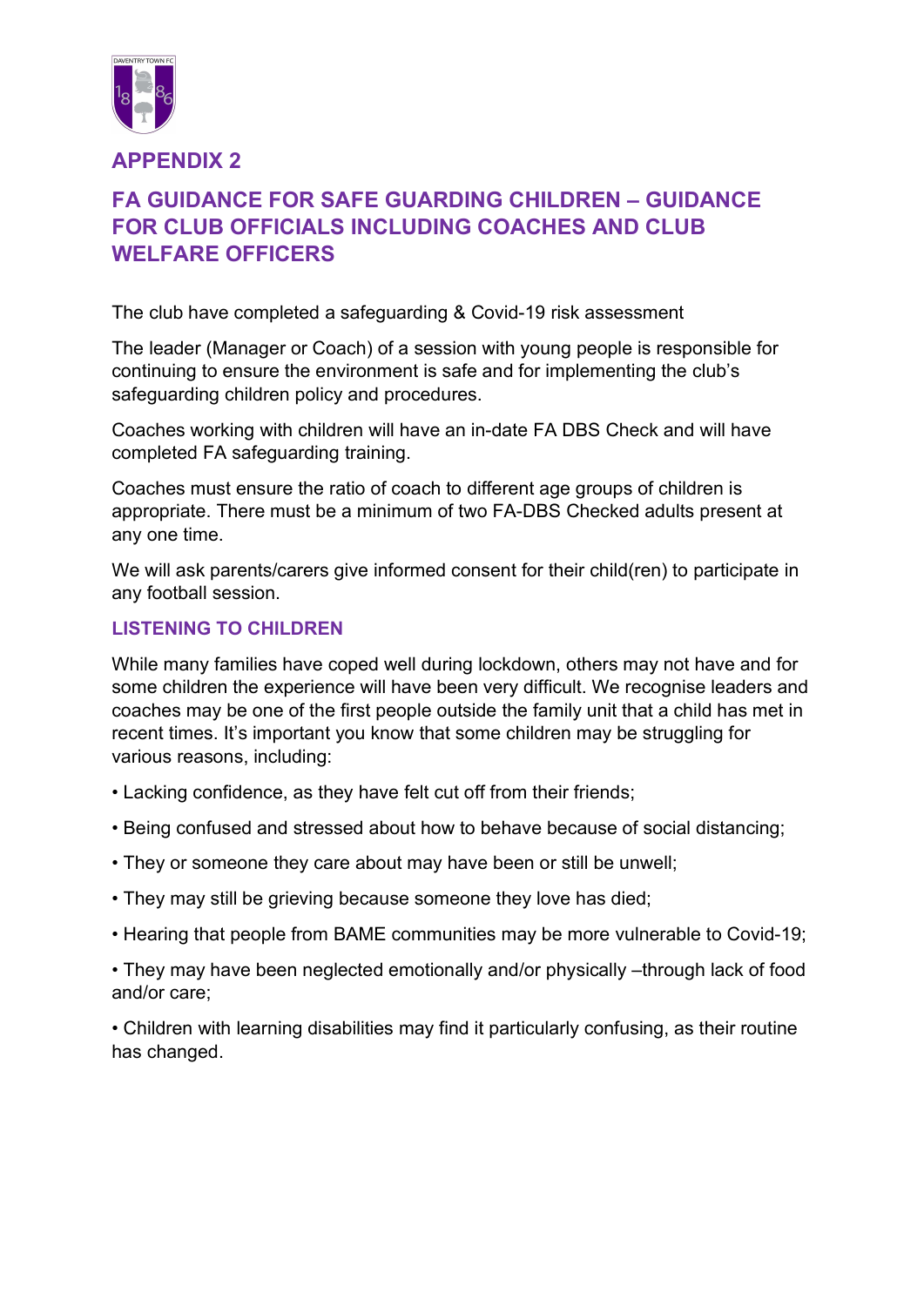# APPENDIX 2

## FA GUIDANCE FOR SAFE GUARDING CHILDREN – GUIDANCE FOR CLUB OFFICIALS INCLUDING COACHES AND CLUB WELFARE OFFICERS

The club have completed a safeguarding & Covid-19 risk assessment

The leader (Manager or Coach) of a session with young people is responsible for continuing to ensure the environment is safe and for implementing the club's safeguarding children policy and procedures.

Coaches working with children will have an in-date FA DBS Check and will have completed FA safeguarding training.

Coaches must ensure the ratio of coach to different age groups of children is appropriate. There must be a minimum of two FA-DBS Checked adults present at any one time.

We will ask parents/carers give informed consent for their child(ren) to participate in any football session.

### LISTENING TO CHILDREN

While many families have coped well during lockdown, others may not have and for some children the experience will have been very difficult. We recognise leaders and coaches may be one of the first people outside the family unit that a child has met in recent times. It's important you know that some children may be struggling for various reasons, including:

- Lacking confidence, as they have felt cut off from their friends;
- Being confused and stressed about how to behave because of social distancing;
- They or someone they care about may have been or still be unwell;
- They may still be grieving because someone they love has died;
- Hearing that people from BAME communities may be more vulnerable to Covid-19;
- They may have been neglected emotionally and/or physically –through lack of food and/or care;
- Children with learning disabilities may find it particularly confusing, as their routine has changed.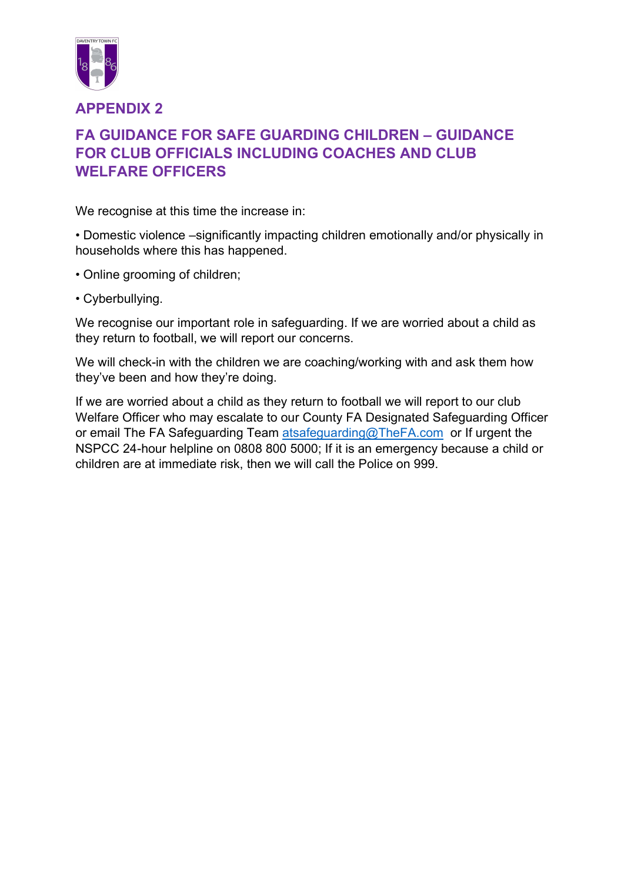## APPENDIX 2

## FA GUIDANCE FOR SAFE GUARDING CHILDREN – GUIDANCE FOR CLUB OFFICIALS INCLUDING COACHES AND CLUB WELFARE OFFICERS

We recognise at this time the increase in:

• Domestic violence –significantly impacting children emotionally and/or physically in households where this has happened.

• Online grooming of children;

• Cyberbullying.

We recognise our important role in safeguarding. If we are worried about a child as they return to football, we will report our concerns.

We will check-in with the children we are coaching/working with and ask them how they've been and how they're doing.

If we are worried about a child as they return to football we will report to our club Welfare Officer who may escalate to our County FA Designated Safeguarding Officer or email The FA Safeguarding Team atsafeguarding@TheFA.com or If urgent the NSPCC 24-hour helpline on 0808 800 5000; If it is an emergency because a child or children are at immediate risk, then we will call the Police on 999.